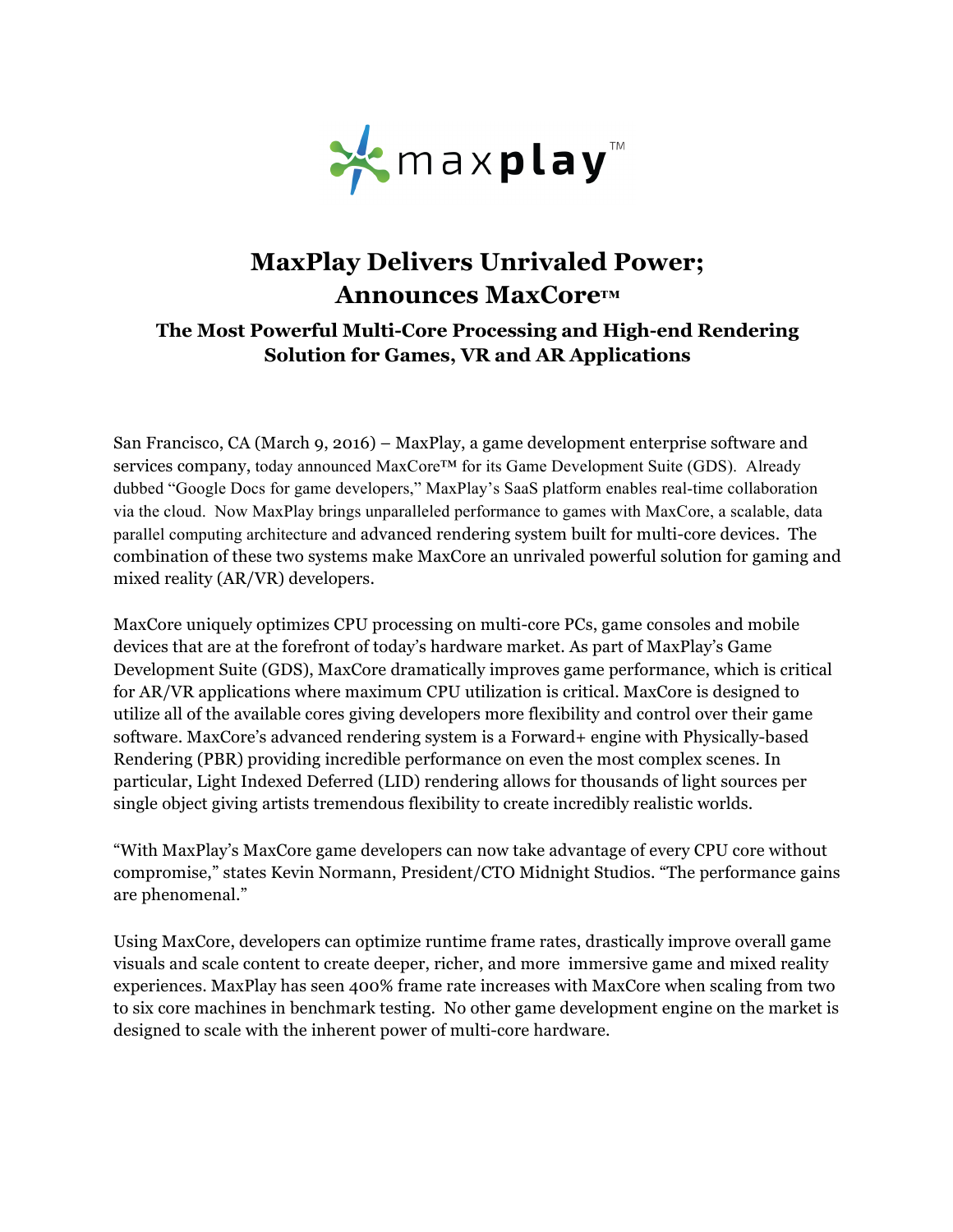maxplay™

# MaxPlay Delivers Unrivaled Power; Announces MaxCore™

## The Most Powerful Multi-Core Processing and High-end Rendering Solution for Games, VR and AR Applications

San Francisco, CA (March 9, 2016) – MaxPlay, a game development enterprise software and services company, today announced MaxCore™ for its Game Development Suite (GDS). Already dubbed "Google Docs for game developers," MaxPlay's SaaS platform enables real-time collaboration via the cloud. Now MaxPlay brings unparalleled performance to games with MaxCore, a scalable, data parallel computing architecture and advanced rendering system built for multi-core devices. The combination of these two systems make MaxCore an unrivaled powerful solution for gaming and mixed reality (AR/VR) developers.

MaxCore uniquely optimizes CPU processing on multi-core PCs, game consoles and mobile devices that are at the forefront of today's hardware market. As part of MaxPlay's Game Development Suite (GDS), MaxCore dramatically improves game performance, which is critical for AR/VR applications where maximum CPU utilization is critical. MaxCore is designed to utilize all of the available cores giving developers more flexibility and control over their game software. MaxCore's advanced rendering system is a Forward+ engine with Physically-based Rendering (PBR) providing incredible performance on even the most complex scenes. In particular, Light Indexed Deferred (LID) rendering allows for thousands of light sources per single object giving artists tremendous flexibility to create incredibly realistic worlds.

"With MaxPlay's MaxCore game developers can now take advantage of every CPU core without compromise," states Kevin Normann, President/CTO Midnight Studios. "The performance gains are phenomenal."

Using MaxCore, developers can optimize runtime frame rates, drastically improve overall game visuals and scale content to create deeper, richer, and more immersive game and mixed reality experiences. MaxPlay has seen 400% frame rate increases with MaxCore when scaling from two to six core machines in benchmark testing. No other game development engine on the market is designed to scale with the inherent power of multi-core hardware.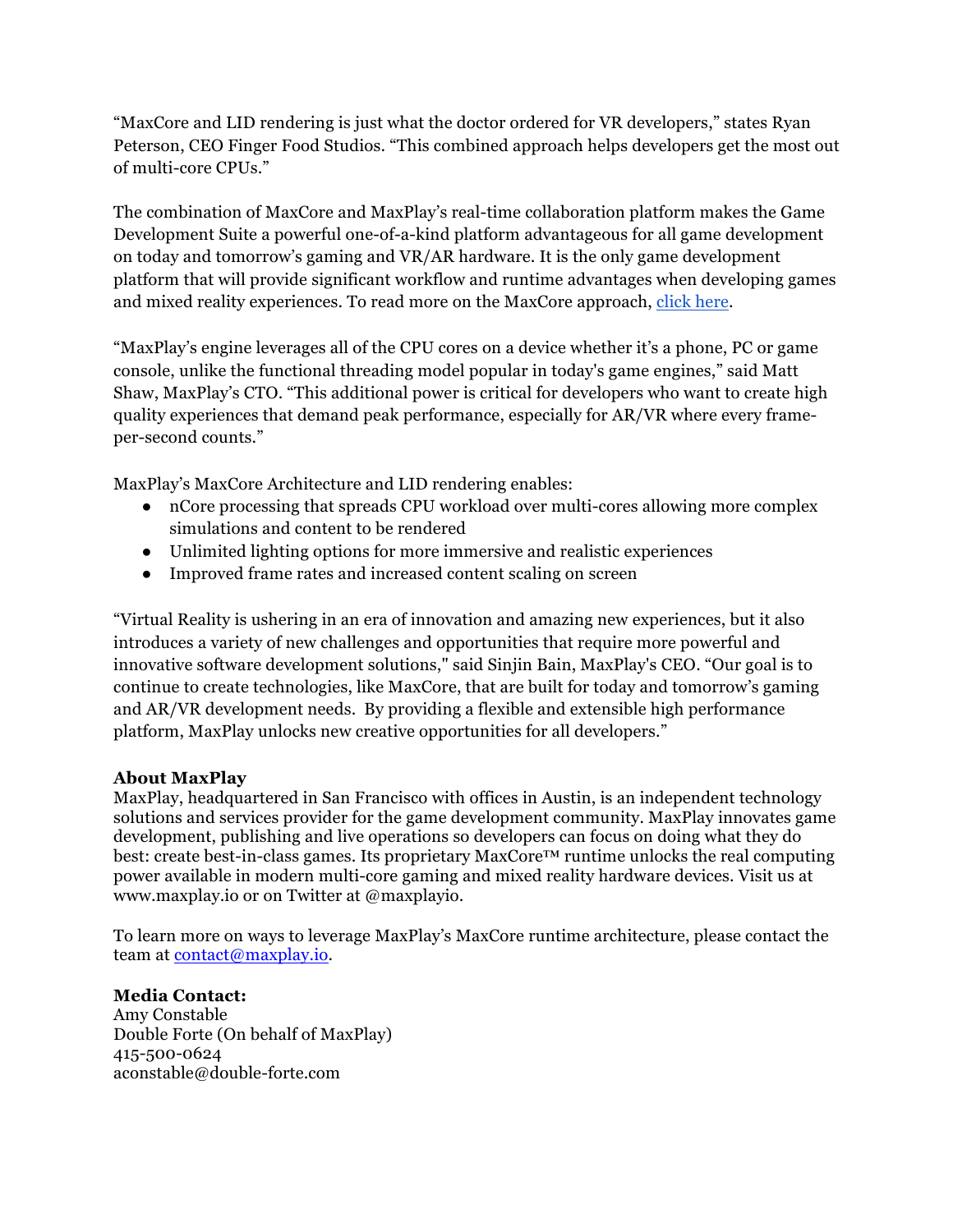"MaxCore and LID rendering is just what the doctor ordered for VR developers," states Ryan Peterson, CEO Finger Food Studios. "This combined approach helps developers get the most out of multi-core CPUs."

The combination of MaxCore and MaxPlay's real-time collaboration platform makes the Game Development Suite a powerful one-of-a-kind platform advantageous for all game development on today and tomorrow's gaming and VR/AR hardware. It is the only game development platform that will provide significant workflow and runtime advantages when developing games and mixed reality experiences. To read more on the MaxCore approach, click here.

"MaxPlay's engine leverages all of the CPU cores on a device whether it's a phone, PC or game console, unlike the functional threading model popular in today's game engines," said Matt Shaw, MaxPlay's CTO. "This additional power is critical for developers who want to create high quality experiences that demand peak performance, especially for AR/VR where every frame-per-second counts."

MaxPlay's MaxCore Architecture and LID rendering enables:

- nCore processing that spreads CPU workload over multi-cores allowing more complex simulations and content to be rendered
- Unlimited lighting options for more immersive and realistic experiences
- Improved frame rates and increased content scaling on screen

"Virtual Reality is ushering in an era of innovation and amazing new experiences, but it also introduces a variety of new challenges and opportunities that require more powerful and innovative software development solutions," said Sinjin Bain, MaxPlay's CEO. "Our goal is to continue to create technologies, like MaxCore, that are built for today and tomorrow's gaming and AR/VR development needs. By providing a flexible and extensible high performance platform, MaxPlay unlocks new creative opportunities for all developers."

**About MaxPlay**
MaxPlay, headquartered in San Francisco with offices in Austin, is an independent technology solutions and services provider for the game development community. MaxPlay innovates game development, publishing and live operations so developers can focus on doing what they do best: create best-in-class games. Its proprietary MaxCore™ runtime unlocks the real computing power available in modern multi-core gaming and mixed reality hardware devices. Visit us at www.maxplay.io or on Twitter at @maxplayio.

To learn more on ways to leverage MaxPlay's MaxCore runtime architecture, please contact the team at contact@maxplay.io.

**Media Contact:**
Amy Constable
Double Forte (On behalf of MaxPlay)
415-500-0624
aconstable@double-forte.com